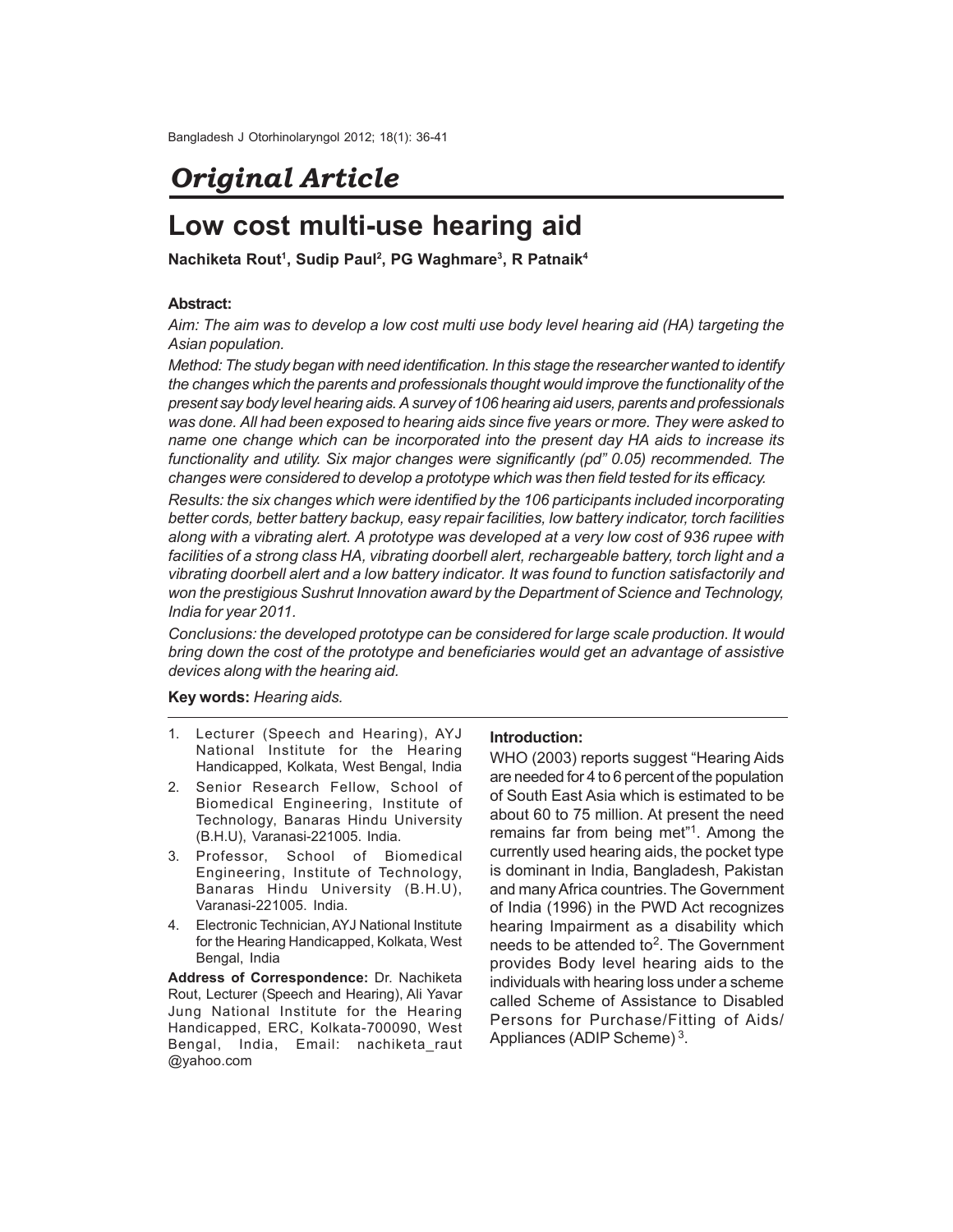## Original Article

# Low cost multi-use hearing aid

**Nachiketa Rout[1], Sudip Paul[2], PG Waghmare[3], R Patnaik[4]**

**Abstract:**

*Aim: The aim was to develop a low cost multi use body level hearing aid (HA) targeting the Asian population.*

*Method: The study began with need identification. In this stage the researcher wanted to identify the changes which the parents and professionals thought would improve the functionality of the present say body level hearing aids. A survey of 106 hearing aid users, parents and professionals was done. All had been exposed to hearing aids since five years or more. They were asked to name one change which can be incorporated into the present day HA aids to increase its functionality and utility. Six major changes were significantly (pd" 0.05) recommended. The changes were considered to develop a prototype which was then field tested for its efficacy.*

*Results: the six changes which were identified by the 106 participants included incorporating better cords, better battery backup, easy repair facilities, low battery indicator, torch facilities along with a vibrating alert. A prototype was developed at a very low cost of 936 rupee with facilities of a strong class HA, vibrating doorbell alert, rechargeable battery, torch light and a vibrating doorbell alert and a low battery indicator. It was found to function satisfactorily and won the prestigious Sushrut Innovation award by the Department of Science and Technology, India for year 2011.*

*Conclusions: the developed prototype can be considered for large scale production. It would bring down the cost of the prototype and beneficiaries would get an advantage of assistive devices along with the hearing aid.*

**Key words:** *Hearing aids.*

1. Lecturer (Speech and Hearing), AYJ National Institute for the Hearing Handicapped, Kolkata, West Bengal, India
2. Senior Research Fellow, School of Biomedical Engineering, Institute of Technology, Banaras Hindu University (B.H.U), Varanasi-221005. India.
3. Professor, School of Biomedical Engineering, Institute of Technology, Banaras Hindu University (B.H.U), Varanasi-221005. India.
4. Electronic Technician, AYJ National Institute for the Hearing Handicapped, Kolkata, West Bengal, India

**Address of Correspondence:** Dr. Nachiketa Rout, Lecturer (Speech and Hearing), Ali Yavar Jung National Institute for the Hearing Handicapped, ERC, Kolkata-700090, West Bengal, India, Email: nachiketa_raut @yahoo.com

**Introduction:**

WHO (2003) reports suggest "Hearing Aids are needed for 4 to 6 percent of the population of South East Asia which is estimated to be about 60 to 75 million. At present the need remains far from being met"[1]. Among the currently used hearing aids, the pocket type is dominant in India, Bangladesh, Pakistan and many Africa countries. The Government of India (1996) in the PWD Act recognizes hearing Impairment as a disability which needs to be attended to[2]. The Government provides Body level hearing aids to the individuals with hearing loss under a scheme called Scheme of Assistance to Disabled Persons for Purchase/Fitting of Aids/ Appliances (ADIP Scheme)[3].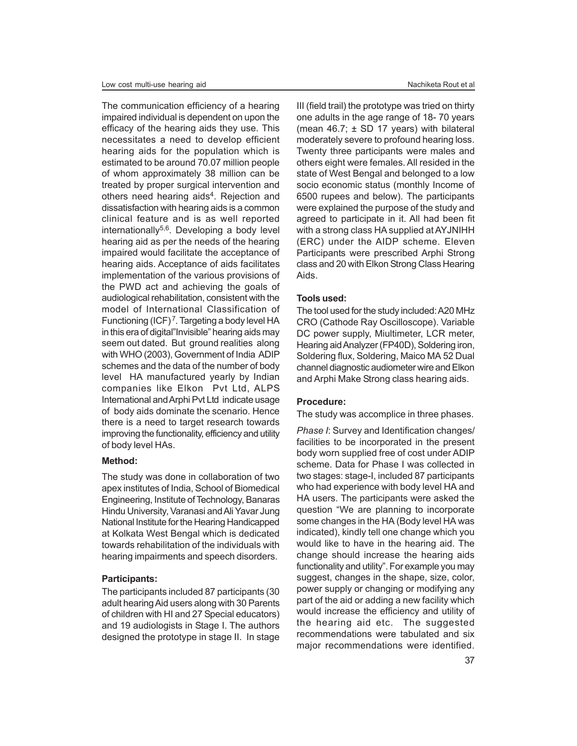The communication efficiency of a hearing impaired individual is dependent on upon the efficacy of the hearing aids they use. This necessitates a need to develop efficient hearing aids for the population which is estimated to be around 70.07 million people of whom approximately 38 million can be treated by proper surgical intervention and others need hearing aids[4]. Rejection and dissatisfaction with hearing aids is a common clinical feature and is as well reported internationally[5,6]. Developing a body level hearing aid as per the needs of the hearing impaired would facilitate the acceptance of hearing aids. Acceptance of aids facilitates implementation of the various provisions of the PWD act and achieving the goals of audiological rehabilitation, consistent with the model of International Classification of Functioning (ICF)[7]. Targeting a body level HA in this era of digital"Invisible" hearing aids may seem out dated. But ground realities along with WHO (2003), Government of India ADIP schemes and the data of the number of body level HA manufactured yearly by Indian companies like Elkon Pvt Ltd, ALPS International and Arphi Pvt Ltd indicate usage of body aids dominate the scenario. Hence there is a need to target research towards improving the functionality, efficiency and utility of body level HAs.

**Method:**

The study was done in collaboration of two apex institutes of India, School of Biomedical Engineering, Institute of Technology, Banaras Hindu University, Varanasi and Ali Yavar Jung National Institute for the Hearing Handicapped at Kolkata West Bengal which is dedicated towards rehabilitation of the individuals with hearing impairments and speech disorders.

**Participants:**

The participants included 87 participants (30 adult hearing Aid users along with 30 Parents of children with HI and 27 Special educators) and 19 audiologists in Stage I. The authors designed the prototype in stage II. In stage III (field trail) the prototype was tried on thirty one adults in the age range of 18- 70 years (mean 46.7; ± SD 17 years) with bilateral moderately severe to profound hearing loss. Twenty three participants were males and others eight were females. All resided in the state of West Bengal and belonged to a low socio economic status (monthly Income of 6500 rupees and below). The participants were explained the purpose of the study and agreed to participate in it. All had been fit with a strong class HA supplied at AYJNIHH (ERC) under the AIDP scheme. Eleven Participants were prescribed Arphi Strong class and 20 with Elkon Strong Class Hearing Aids.

**Tools used:**

The tool used for the study included: A20 MHz CRO (Cathode Ray Oscilloscope). Variable DC power supply, Miultimeter, LCR meter, Hearing aid Analyzer (FP40D), Soldering iron, Soldering flux, Soldering, Maico MA 52 Dual channel diagnostic audiometer wire and Elkon and Arphi Make Strong class hearing aids.

**Procedure:**

The study was accomplice in three phases.

*Phase I*: Survey and Identification changes/ facilities to be incorporated in the present body worn supplied free of cost under ADIP scheme. Data for Phase I was collected in two stages: stage-I, included 87 participants who had experience with body level HA and HA users. The participants were asked the question "We are planning to incorporate some changes in the HA (Body level HA was indicated), kindly tell one change which you would like to have in the hearing aid. The change should increase the hearing aids functionality and utility". For example you may suggest, changes in the shape, size, color, power supply or changing or modifying any part of the aid or adding a new facility which would increase the efficiency and utility of the hearing aid etc. The suggested recommendations were tabulated and six major recommendations were identified.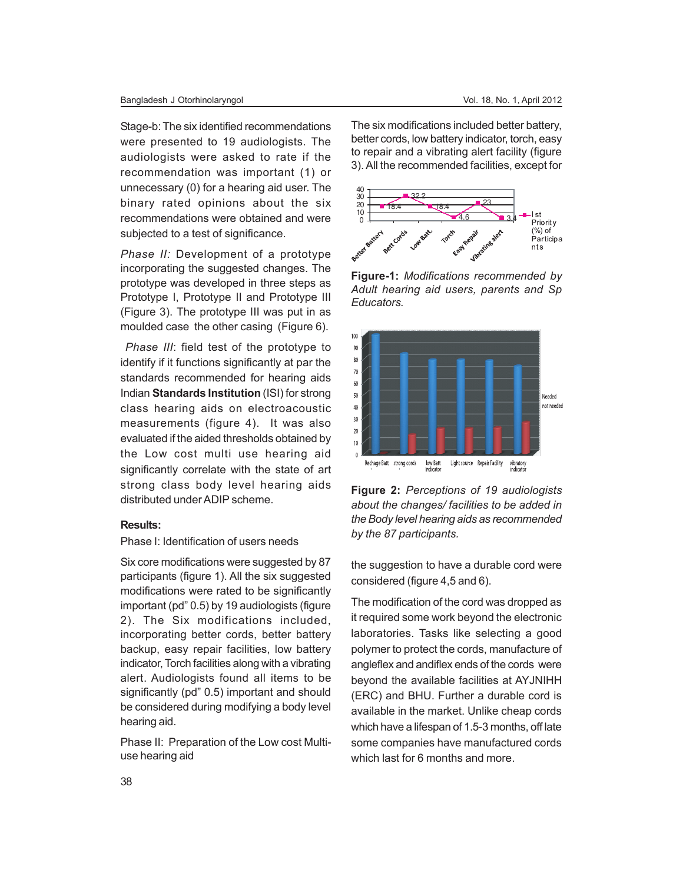Stage-b: The six identified recommendations were presented to 19 audiologists. The audiologists were asked to rate if the recommendation was important (1) or unnecessary (0) for a hearing aid user. The binary rated opinions about the six recommendations were obtained and were subjected to a test of significance.

*Phase II:* Development of a prototype incorporating the suggested changes. The prototype was developed in three steps as Prototype I, Prototype II and Prototype III (Figure 3). The prototype III was put in as moulded case the other casing (Figure 6).

*Phase III*: field test of the prototype to identify if it functions significantly at par the standards recommended for hearing aids Indian **Standards Institution** (ISI) for strong class hearing aids on electroacoustic measurements (figure 4). It was also evaluated if the aided thresholds obtained by the Low cost multi use hearing aid significantly correlate with the state of art strong class body level hearing aids distributed under ADIP scheme.

**Results:**

Phase I: Identification of users needs

Six core modifications were suggested by 87 participants (figure 1). All the six suggested modifications were rated to be significantly important (pd" 0.5) by 19 audiologists (figure 2). The Six modifications included, incorporating better cords, better battery backup, easy repair facilities, low battery indicator, Torch facilities along with a vibrating alert. Audiologists found all items to be significantly (pd" 0.5) important and should be considered during modifying a body level hearing aid.

Phase II: Preparation of the Low cost Multi-use hearing aid

The six modifications included better battery, better cords, low battery indicator, torch, easy to repair and a vibrating alert facility (figure 3). All the recommended facilities, except for the suggestion to have a durable cord were considered (figure 4,5 and 6).

**Figure-1:** *Modifications recommended by Adult hearing aid users, parents and Sp Educators.*

**Figure 2:** *Perceptions of 19 audiologists about the changes/ facilities to be added in the Body level hearing aids as recommended by the 87 participants.*

The modification of the cord was dropped as it required some work beyond the electronic laboratories. Tasks like selecting a good polymer to protect the cords, manufacture of angleflex and andiflex ends of the cords were beyond the available facilities at AYJNIHH (ERC) and BHU. Further a durable cord is available in the market. Unlike cheap cords which have a lifespan of 1.5-3 months, off late some companies have manufactured cords which last for 6 months and more.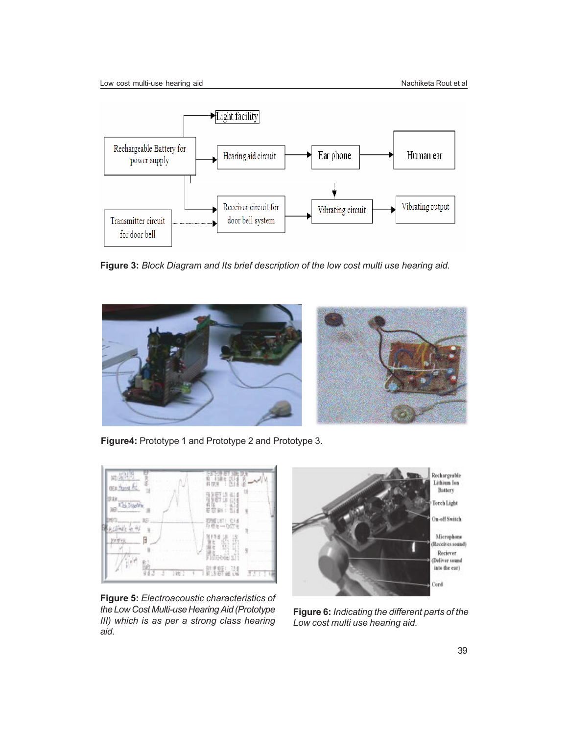**Figure 3:** *Block Diagram and Its brief description of the low cost multi use hearing aid.*

**Figure4:** Prototype 1 and Prototype 2 and Prototype 3.

**Figure 5:** *Electroacoustic characteristics of the Low Cost Multi-use Hearing Aid (Prototype III) which is as per a strong class hearing aid.*

**Figure 6:** *Indicating the different parts of the Low cost multi use hearing aid.*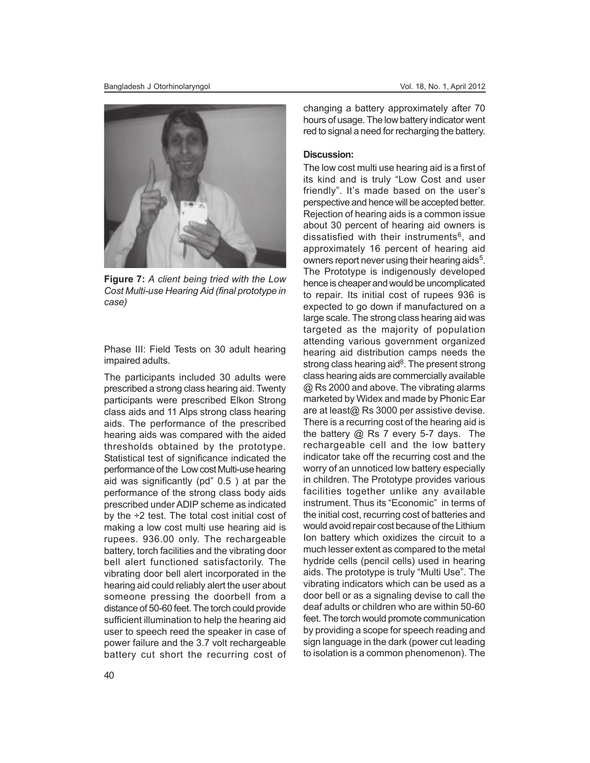**Figure 7:** *A client being tried with the Low Cost Multi-use Hearing Aid (final prototype in case)*

Phase III: Field Tests on 30 adult hearing impaired adults.

The participants included 30 adults were prescribed a strong class hearing aid. Twenty participants were prescribed Elkon Strong class aids and 11 Alps strong class hearing aids. The performance of the prescribed hearing aids was compared with the aided thresholds obtained by the prototype. Statistical test of significance indicated the performance of the Low cost Multi-use hearing aid was significantly (pd" 0.5 ) at par the performance of the strong class body aids prescribed under ADIP scheme as indicated by the ÷2 test. The total cost initial cost of making a low cost multi use hearing aid is rupees. 936.00 only. The rechargeable battery, torch facilities and the vibrating door bell alert functioned satisfactorily. The vibrating door bell alert incorporated in the hearing aid could reliably alert the user about someone pressing the doorbell from a distance of 50-60 feet. The torch could provide sufficient illumination to help the hearing aid user to speech reed the speaker in case of power failure and the 3.7 volt rechargeable battery cut short the recurring cost of changing a battery approximately after 70 hours of usage. The low battery indicator went red to signal a need for recharging the battery.

**Discussion:**

The low cost multi use hearing aid is a first of its kind and is truly "Low Cost and user friendly". It's made based on the user's perspective and hence will be accepted better. Rejection of hearing aids is a common issue about 30 percent of hearing aid owners is dissatisfied with their instruments[6], and approximately 16 percent of hearing aid owners report never using their hearing aids[5]. The Prototype is indigenously developed hence is cheaper and would be uncomplicated to repair. Its initial cost of rupees 936 is expected to go down if manufactured on a large scale. The strong class hearing aid was targeted as the majority of population attending various government organized hearing aid distribution camps needs the strong class hearing aid[8]. The present strong class hearing aids are commercially available @ Rs 2000 and above. The vibrating alarms marketed by Widex and made by Phonic Ear are at least@ Rs 3000 per assistive devise. There is a recurring cost of the hearing aid is the battery @ Rs 7 every 5-7 days. The rechargeable cell and the low battery indicator take off the recurring cost and the worry of an unnoticed low battery especially in children. The Prototype provides various facilities together unlike any available instrument. Thus its "Economic" in terms of the initial cost, recurring cost of batteries and would avoid repair cost because of the Lithium Ion battery which oxidizes the circuit to a much lesser extent as compared to the metal hydride cells (pencil cells) used in hearing aids. The prototype is truly "Multi Use". The vibrating indicators which can be used as a door bell or as a signaling devise to call the deaf adults or children who are within 50-60 feet. The torch would promote communication by providing a scope for speech reading and sign language in the dark (power cut leading to isolation is a common phenomenon). The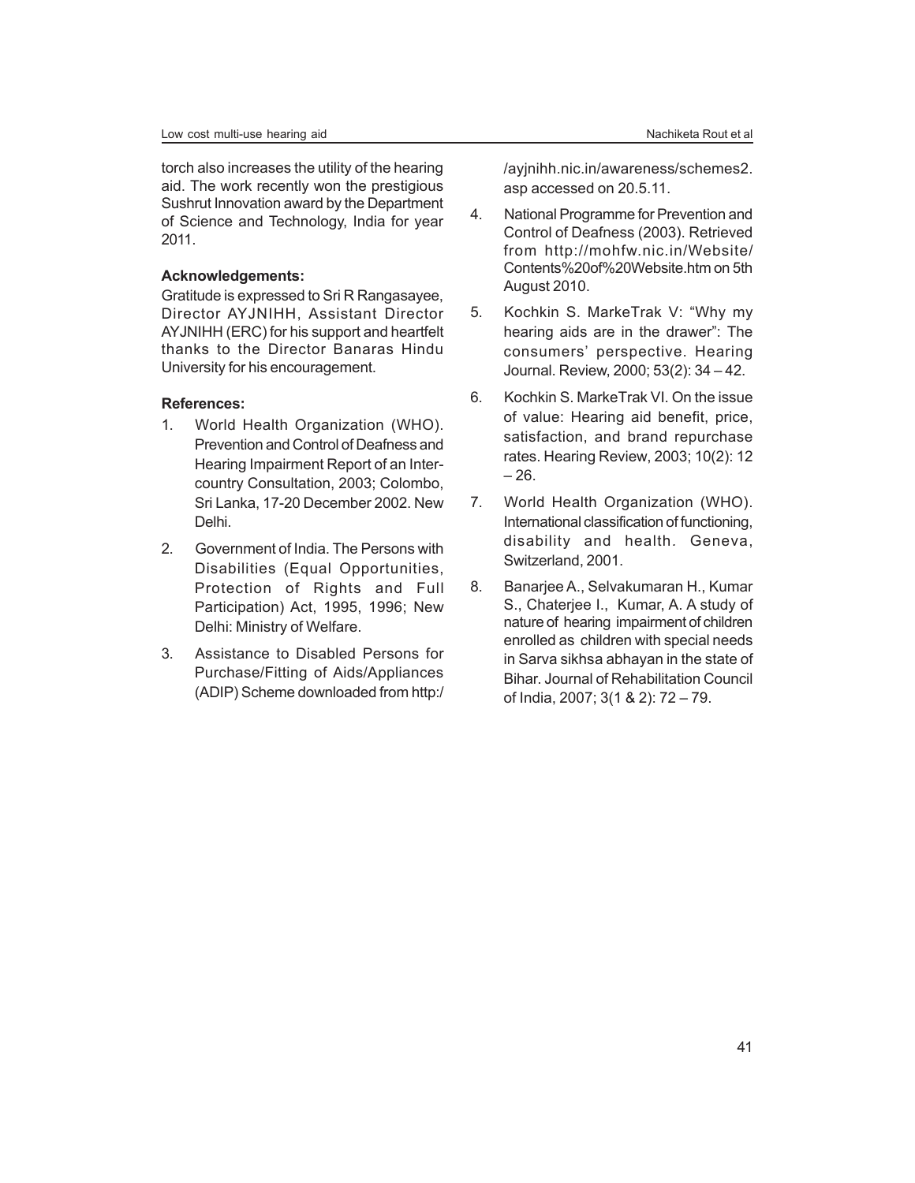torch also increases the utility of the hearing aid. The work recently won the prestigious Sushrut Innovation award by the Department of Science and Technology, India for year 2011.

**Acknowledgements:**

Gratitude is expressed to Sri R Rangasayee, Director AYJNIHH, Assistant Director AYJNIHH (ERC) for his support and heartfelt thanks to the Director Banaras Hindu University for his encouragement.

**References:**

1. World Health Organization (WHO). Prevention and Control of Deafness and Hearing Impairment Report of an Inter-country Consultation, 2003; Colombo, Sri Lanka, 17-20 December 2002. New Delhi.
2. Government of India. The Persons with Disabilities (Equal Opportunities, Protection of Rights and Full Participation) Act, 1995, 1996; New Delhi: Ministry of Welfare.
3. Assistance to Disabled Persons for Purchase/Fitting of Aids/Appliances (ADIP) Scheme downloaded from http://ayjnihh.nic.in/awareness/schemes2.asp accessed on 20.5.11.
4. National Programme for Prevention and Control of Deafness (2003). Retrieved from http://mohfw.nic.in/Website/Contents%20of%20Website.htm on 5th August 2010.
5. Kochkin S. MarkeTrak V: "Why my hearing aids are in the drawer": The consumers' perspective. Hearing Journal. Review, 2000; 53(2): 34 – 42.
6. Kochkin S. MarkeTrak VI. On the issue of value: Hearing aid benefit, price, satisfaction, and brand repurchase rates. Hearing Review, 2003; 10(2): 12 – 26.
7. World Health Organization (WHO). International classification of functioning, disability and health. Geneva, Switzerland, 2001.
8. Banarjee A., Selvakumaran H., Kumar S., Chaterjee I., Kumar, A. A study of nature of hearing impairment of children enrolled as children with special needs in Sarva sikhsa abhayan in the state of Bihar. Journal of Rehabilitation Council of India, 2007; 3(1 & 2): 72 – 79.